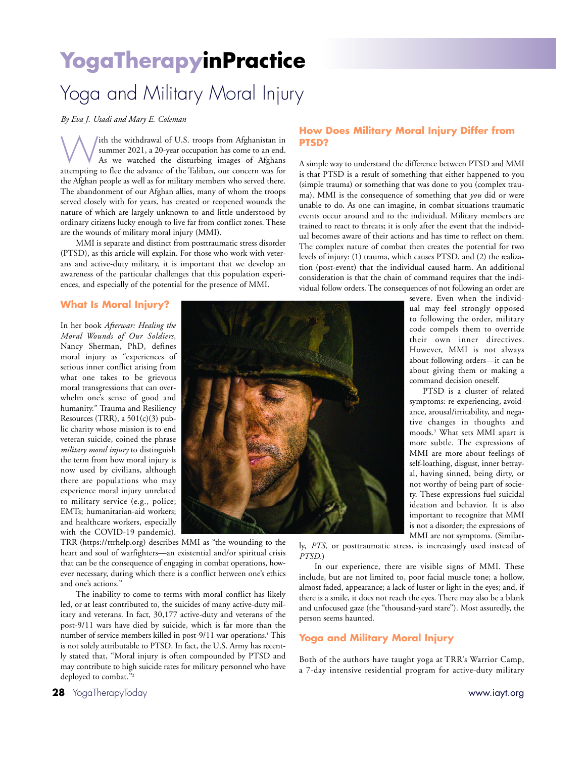# YogaTherapyinPractice

## Yoga and Military Moral Injury

*By Eva J. Usadi and Mary E. Coleman*

With the withdrawal of U.S. troops from Afghanistan in summer 2021, a 20-year occupation has come to an end. As we watched the disturbing images of Afghans attempting to flee the advance of the Taliban, our concern was for the Afghan people as well as for military members who served there. The abandonment of our Afghan allies, many of whom the troops served closely with for years, has created or reopened wounds the nature of which are largely unknown to and little understood by ordinary citizens lucky enough to live far from conflict zones. These are the wounds of military moral injury (MMI).

MMI is separate and distinct from posttraumatic stress disorder (PTSD), as this article will explain. For those who work with veterans and active-duty military, it is important that we develop an awareness of the particular challenges that this population experiences, and especially of the potential for the presence of MMI.

### What Is Moral Injury?

In her book *Afterwar: Healing the Moral Wounds of Our Soldiers,* Nancy Sherman, PhD, defines moral injury as "experiences of serious inner conflict arising from what one takes to be grievous moral transgressions that can overwhelm one's sense of good and humanity." Trauma and Resiliency Resources (TRR), a 501(c)(3) public charity whose mission is to end veteran suicide, coined the phrase *military moral injury* to distinguish the term from how moral injury is now used by civilians, although there are populations who may experience moral injury unrelated to military service (e.g., police; EMTs; humanitarian-aid workers; and healthcare workers, especially with the COVID-19 pandemic). TRR (https://ttrhelp.org) describes MMI as "the wounding to the heart and soul of warfighters—an existential and/or spiritual crisis that can be the consequence of engaging in combat operations, however necessary, during which there is a conflict between one's ethics and one's actions."

The inability to come to terms with moral conflict has likely led, or at least contributed to, the suicides of many active-duty military and veterans. In fact, 30,177 active-duty and veterans of the post-9/11 wars have died by suicide, which is far more than the number of service members killed in post-9/11 war operations.[1] This is not solely attributable to PTSD. In fact, the U.S. Army has recently stated that, "Moral injury is often compounded by PTSD and may contribute to high suicide rates for military personnel who have deployed to combat."[2]

### How Does Military Moral Injury Differ from PTSD?

A simple way to understand the difference between PTSD and MMI is that PTSD is a result of something that either happened to you (simple trauma) or something that was done to you (complex trauma). MMI is the consequence of something that *you* did or were unable to do. As one can imagine, in combat situations traumatic events occur around and to the individual. Military members are trained to react to threats; it is only after the event that the individual becomes aware of their actions and has time to reflect on them. The complex nature of combat then creates the potential for two levels of injury: (1) trauma, which causes PTSD, and (2) the realization (post-event) that the individual caused harm. An additional consideration is that the chain of command requires that the individual follow orders. The consequences of not following an order are severe. Even when the individual may feel strongly opposed to following the order, military code compels them to override their own inner directives. However, MMI is not always about following orders—it can be about giving them or making a command decision oneself.

PTSD is a cluster of related symptoms: re-experiencing, avoidance, arousal/irritability, and negative changes in thoughts and moods.[3] What sets MMI apart is more subtle. The expressions of MMI are more about feelings of self-loathing, disgust, inner betrayal, having sinned, being dirty, or not worthy of being part of society. These expressions fuel suicidal ideation and behavior. It is also important to recognize that MMI is not a disorder; the expressions of MMI are not symptoms. (Similarly, *PTS,* or posttraumatic stress, is increasingly used instead of *PTSD.*)

In our experience, there are visible signs of MMI. These include, but are not limited to, poor facial muscle tone; a hollow, almost faded, appearance; a lack of luster or light in the eyes; and, if there is a smile, it does not reach the eyes. There may also be a blank and unfocused gaze (the "thousand-yard stare"). Most assuredly, the person seems haunted.

### Yoga and Military Moral Injury

Both of the authors have taught yoga at TRR's Warrior Camp, a 7-day intensive residential program for active-duty military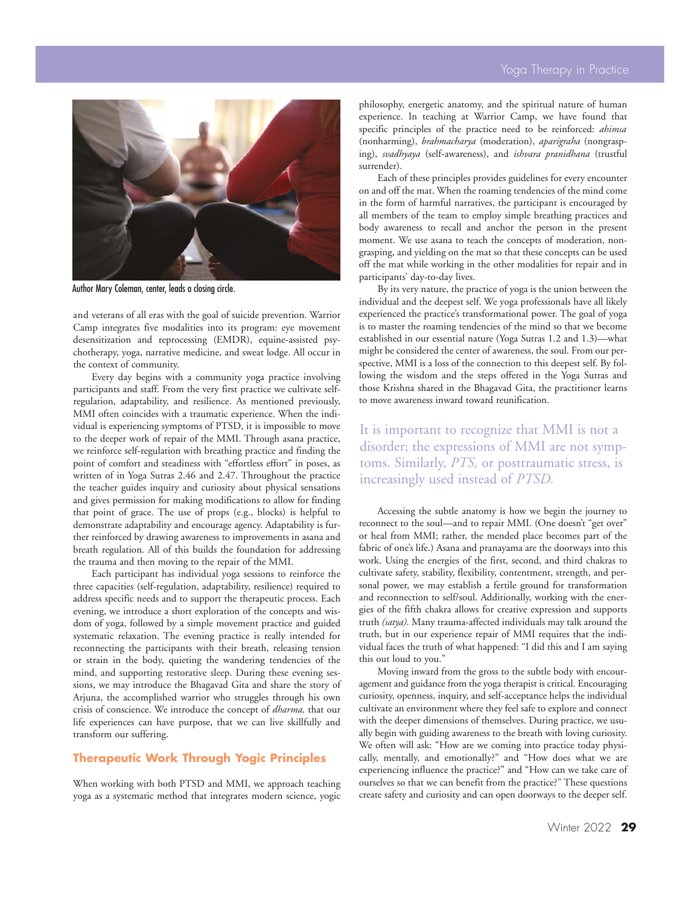Author Mary Coleman, center, leads a closing circle.

and veterans of all eras with the goal of suicide prevention. Warrior Camp integrates five modalities into its program: eye movement desensitization and reprocessing (EMDR), equine-assisted psychotherapy, yoga, narrative medicine, and sweat lodge. All occur in the context of community.

Every day begins with a community yoga practice involving participants and staff. From the very first practice we cultivate self-regulation, adaptability, and resilience. As mentioned previously, MMI often coincides with a traumatic experience. When the individual is experiencing symptoms of PTSD, it is impossible to move to the deeper work of repair of the MMI. Through asana practice, we reinforce self-regulation with breathing practice and finding the point of comfort and steadiness with "effortless effort" in poses, as written of in Yoga Sutras 2.46 and 2.47. Throughout the practice the teacher guides inquiry and curiosity about physical sensations and gives permission for making modifications to allow for finding that point of grace. The use of props (e.g., blocks) is helpful to demonstrate adaptability and encourage agency. Adaptability is further reinforced by drawing awareness to improvements in asana and breath regulation. All of this builds the foundation for addressing the trauma and then moving to the repair of the MMI.

Each participant has individual yoga sessions to reinforce the three capacities (self-regulation, adaptability, resilience) required to address specific needs and to support the therapeutic process. Each evening, we introduce a short exploration of the concepts and wisdom of yoga, followed by a simple movement practice and guided systematic relaxation. The evening practice is really intended for reconnecting the participants with their breath, releasing tension or strain in the body, quieting the wandering tendencies of the mind, and supporting restorative sleep. During these evening sessions, we may introduce the Bhagavad Gita and share the story of Arjuna, the accomplished warrior who struggles through his own crisis of conscience. We introduce the concept of *dharma,* that our life experiences can have purpose, that we can live skillfully and transform our suffering.

## Therapeutic Work Through Yogic Principles

When working with both PTSD and MMI, we approach teaching yoga as a systematic method that integrates modern science, yogic philosophy, energetic anatomy, and the spiritual nature of human experience. In teaching at Warrior Camp, we have found that specific principles of the practice need to be reinforced: *ahimsa* (nonharming), *brahmacharya* (moderation), *aparigraha* (nongrasping), *svadhyaya* (self-awareness), and *ishvara pranidhana* (trustful surrender).

Each of these principles provides guidelines for every encounter on and off the mat. When the roaming tendencies of the mind come in the form of harmful narratives, the participant is encouraged by all members of the team to employ simple breathing practices and body awareness to recall and anchor the person in the present moment. We use asana to teach the concepts of moderation, nongrasping, and yielding on the mat so that these concepts can be used off the mat while working in the other modalities for repair and in participants' day-to-day lives.

By its very nature, the practice of yoga is the union between the individual and the deepest self. We yoga professionals have all likely experienced the practice's transformational power. The goal of yoga is to master the roaming tendencies of the mind so that we become established in our essential nature (Yoga Sutras 1.2 and 1.3)—what might be considered the center of awareness, the soul. From our perspective, MMI is a loss of the connection to this deepest self. By following the wisdom and the steps offered in the Yoga Sutras and those Krishna shared in the Bhagavad Gita, the practitioner learns to move awareness inward toward reunification.

> It is important to recognize that MMI is not a disorder; the expressions of MMI are not symptoms. Similarly, *PTS,* or posttraumatic stress, is increasingly used instead of *PTSD.*

Accessing the subtle anatomy is how we begin the journey to reconnect to the soul—and to repair MMI. (One doesn't "get over" or heal from MMI; rather, the mended place becomes part of the fabric of one's life.) Asana and pranayama are the doorways into this work. Using the energies of the first, second, and third chakras to cultivate safety, stability, flexibility, contentment, strength, and personal power, we may establish a fertile ground for transformation and reconnection to self/soul. Additionally, working with the energies of the fifth chakra allows for creative expression and supports truth *(satya).* Many trauma-affected individuals may talk around the truth, but in our experience repair of MMI requires that the individual faces the truth of what happened: "I did this and I am saying this out loud to you."

Moving inward from the gross to the subtle body with encouragement and guidance from the yoga therapist is critical. Encouraging curiosity, openness, inquiry, and self-acceptance helps the individual cultivate an environment where they feel safe to explore and connect with the deeper dimensions of themselves. During practice, we usually begin with guiding awareness to the breath with loving curiosity. We often will ask: "How are we coming into practice today physically, mentally, and emotionally?" and "How does what we are experiencing influence the practice?" and "How can we take care of ourselves so that we can benefit from the practice?" These questions create safety and curiosity and can open doorways to the deeper self.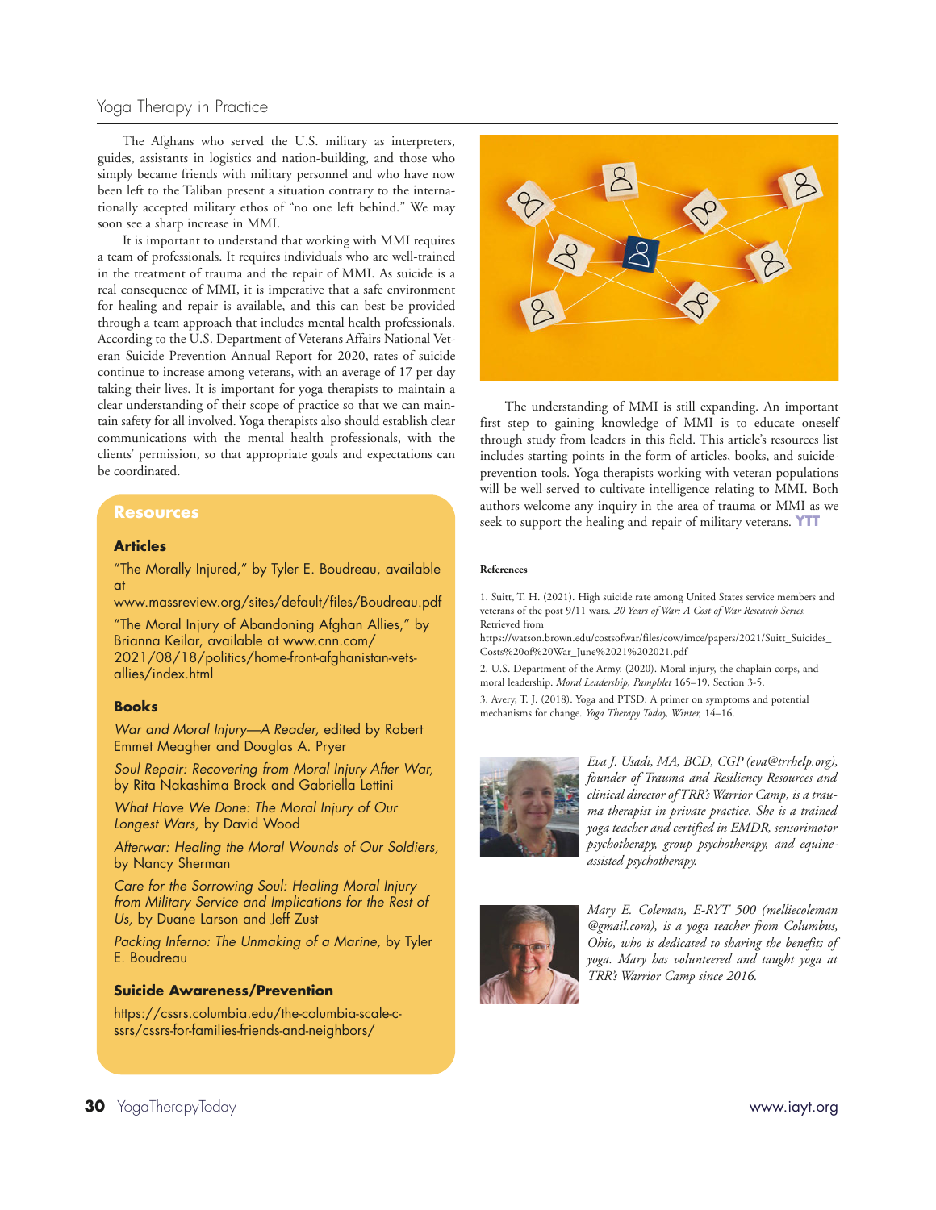The Afghans who served the U.S. military as interpreters, guides, assistants in logistics and nation-building, and those who simply became friends with military personnel and who have now been left to the Taliban present a situation contrary to the internationally accepted military ethos of "no one left behind." We may soon see a sharp increase in MMI.

It is important to understand that working with MMI requires a team of professionals. It requires individuals who are well-trained in the treatment of trauma and the repair of MMI. As suicide is a real consequence of MMI, it is imperative that a safe environment for healing and repair is available, and this can best be provided through a team approach that includes mental health professionals. According to the U.S. Department of Veterans Affairs National Veteran Suicide Prevention Annual Report for 2020, rates of suicide continue to increase among veterans, with an average of 17 per day taking their lives. It is important for yoga therapists to maintain a clear understanding of their scope of practice so that we can maintain safety for all involved. Yoga therapists also should establish clear communications with the mental health professionals, with the clients' permission, so that appropriate goals and expectations can be coordinated.

## Resources

### Articles

"The Morally Injured," by Tyler E. Boudreau, available at www.massreview.org/sites/default/files/Boudreau.pdf

"The Moral Injury of Abandoning Afghan Allies," by Brianna Keilar, available at www.cnn.com/2021/08/18/politics/home-front-afghanistan-vets-allies/index.html

### Books

*War and Moral Injury—A Reader,* edited by Robert Emmet Meagher and Douglas A. Pryer

*Soul Repair: Recovering from Moral Injury After War,* by Rita Nakashima Brock and Gabriella Lettini

*What Have We Done: The Moral Injury of Our Longest Wars,* by David Wood

*Afterwar: Healing the Moral Wounds of Our Soldiers,* by Nancy Sherman

*Care for the Sorrowing Soul: Healing Moral Injury from Military Service and Implications for the Rest of Us,* by Duane Larson and Jeff Zust

*Packing Inferno: The Unmaking of a Marine,* by Tyler E. Boudreau

### Suicide Awareness/Prevention

https://cssrs.columbia.edu/the-columbia-scale-c-ssrs/cssrs-for-families-friends-and-neighbors/

The understanding of MMI is still expanding. An important first step to gaining knowledge of MMI is to educate oneself through study from leaders in this field. This article's resources list includes starting points in the form of articles, books, and suicide-prevention tools. Yoga therapists working with veteran populations will be well-served to cultivate intelligence relating to MMI. Both authors welcome any inquiry in the area of trauma or MMI as we seek to support the healing and repair of military veterans. **YTT**

#### References

1. Suitt, T. H. (2021). High suicide rate among United States service members and veterans of the post 9/11 wars. *20 Years of War: A Cost of War Research Series.* Retrieved from https://watson.brown.edu/costsofwar/files/cow/imce/papers/2021/Suitt_Suicides_Costs%20of%20War_June%2021%202021.pdf

2. U.S. Department of the Army. (2020). Moral injury, the chaplain corps, and moral leadership. *Moral Leadership, Pamphlet* 165–19, Section 3-5.

3. Avery, T. J. (2018). Yoga and PTSD: A primer on symptoms and potential mechanisms for change. *Yoga Therapy Today, Winter,* 14–16.

*Eva J. Usadi, MA, BCD, CGP (eva@trrhelp.org), founder of Trauma and Resiliency Resources and clinical director of TRR's Warrior Camp, is a trauma therapist in private practice. She is a trained yoga teacher and certified in EMDR, sensorimotor psychotherapy, group psychotherapy, and equine-assisted psychotherapy.*

*Mary E. Coleman, E-RYT 500 (melliecoleman@gmail.com), is a yoga teacher from Columbus, Ohio, who is dedicated to sharing the benefits of yoga. Mary has volunteered and taught yoga at TRR's Warrior Camp since 2016.*